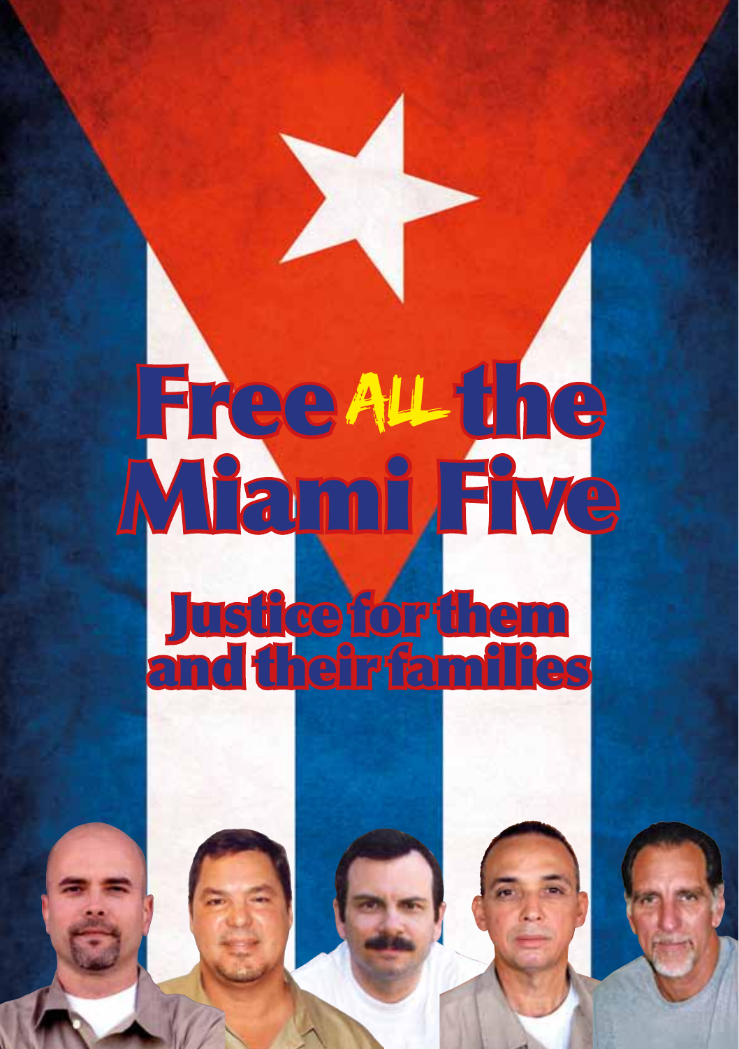# Free ALL the Miami Five

## Justice for them and their families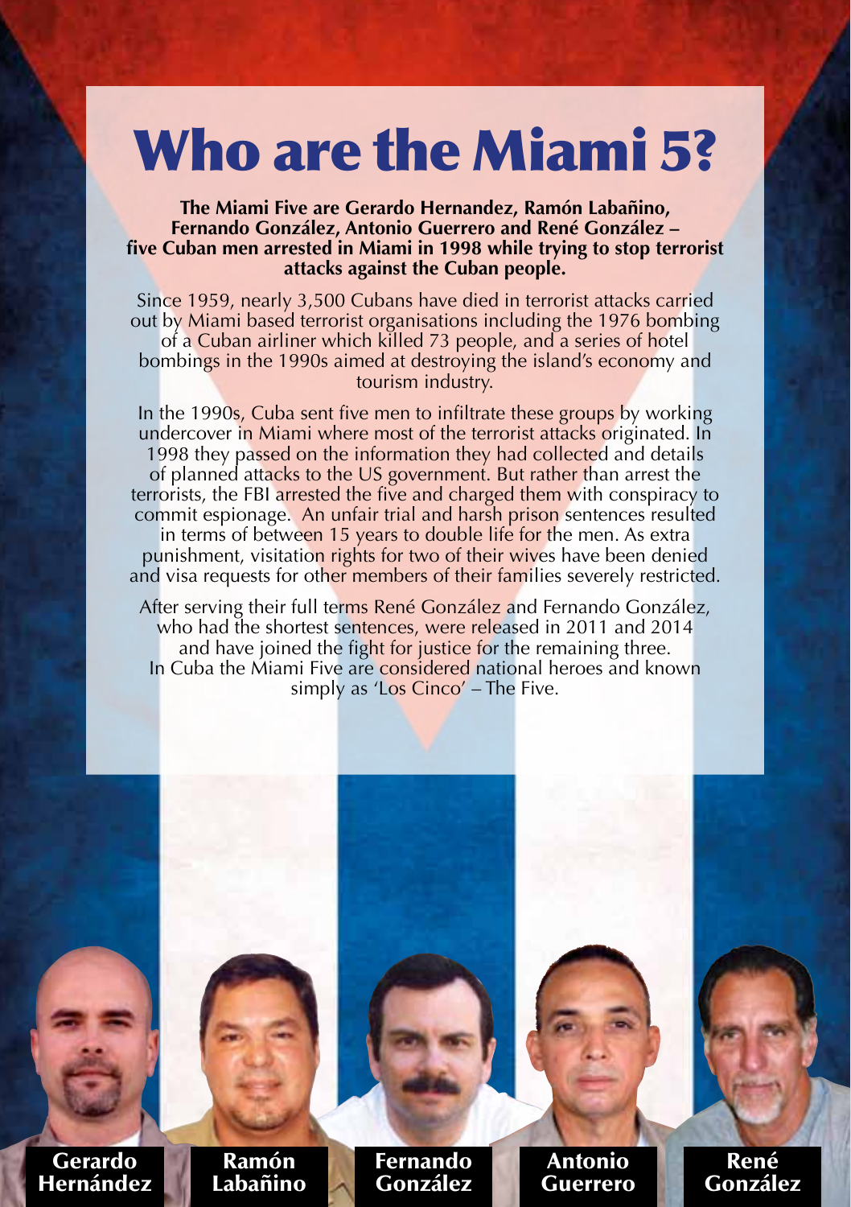# Who are the Miami 5?

**The Miami Five are Gerardo Hernandez, Ramón Labañino, Fernando González, Antonio Guerrero and René González – five Cuban men arrested in Miami in 1998 while trying to stop terrorist attacks against the Cuban people.**

Since 1959, nearly 3,500 Cubans have died in terrorist attacks carried out by Miami based terrorist organisations including the 1976 bombing of a Cuban airliner which killed 73 people, and a series of hotel bombings in the 1990s aimed at destroying the island's economy and tourism industry.

In the 1990s, Cuba sent five men to infiltrate these groups by working undercover in Miami where most of the terrorist attacks originated. In 1998 they passed on the information they had collected and details of planned attacks to the US government. But rather than arrest the terrorists, the FBI arrested the five and charged them with conspiracy to commit espionage. An unfair trial and harsh prison sentences resulted in terms of between 15 years to double life for the men. As extra punishment, visitation rights for two of their wives have been denied and visa requests for other members of their families severely restricted.

After serving their full terms René González and Fernando González, who had the shortest sentences, were released in 2011 and 2014 and have joined the fight for justice for the remaining three. In Cuba the Miami Five are considered national heroes and known simply as 'Los Cinco' – The Five.

**Gerardo Hernández** | **Ramón Labañino** | **Fernando González** | **Antonio Guerrero** | **René González**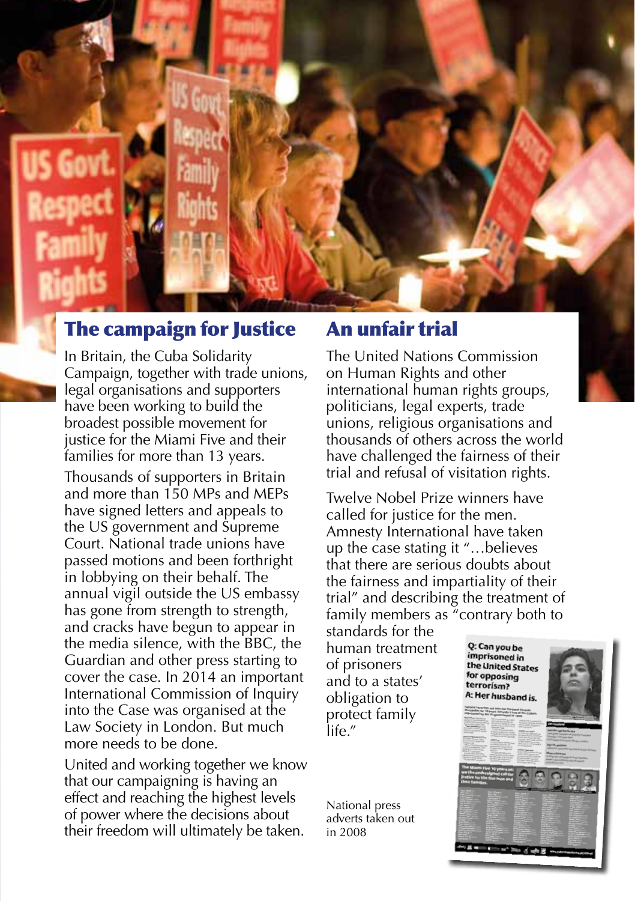## The campaign for Justice

In Britain, the Cuba Solidarity Campaign, together with trade unions, legal organisations and supporters have been working to build the broadest possible movement for justice for the Miami Five and their families for more than 13 years.

Thousands of supporters in Britain and more than 150 MPs and MEPs have signed letters and appeals to the US government and Supreme Court. National trade unions have passed motions and been forthright in lobbying on their behalf. The annual vigil outside the US embassy has gone from strength to strength, and cracks have begun to appear in the media silence, with the BBC, the Guardian and other press starting to cover the case. In 2014 an important International Commission of Inquiry into the Case was organised at the Law Society in London. But much more needs to be done.

United and working together we know that our campaigning is having an effect and reaching the highest levels of power where the decisions about their freedom will ultimately be taken.

## An unfair trial

The United Nations Commission on Human Rights and other international human rights groups, politicians, legal experts, trade unions, religious organisations and thousands of others across the world have challenged the fairness of their trial and refusal of visitation rights.

Twelve Nobel Prize winners have called for justice for the men. Amnesty International have taken up the case stating it "…believes that there are serious doubts about the fairness and impartiality of their trial" and describing the treatment of family members as "contrary both to standards for the human treatment of prisoners and to a states' obligation to protect family life."

National press adverts taken out in 2008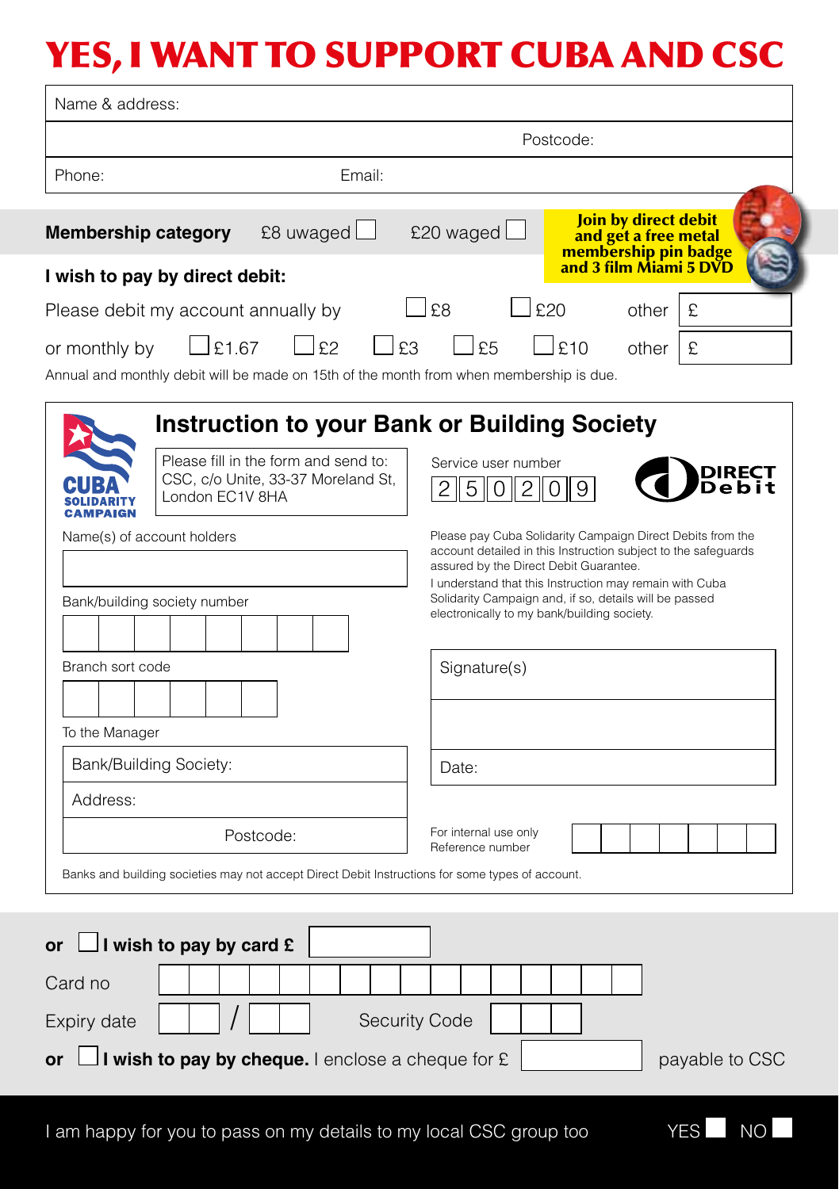# YES, I WANT TO SUPPORT CUBA AND CSC

Name & address:

Postcode:

Phone: Email:

**Membership category** £8 uwaged ☐ £20 waged ☐

**Join by direct debit and get a free metal membership pin badge and 3 film Miami 5 DVD**

**I wish to pay by direct debit:**

Please debit my account annually by ☐ £8 ☐ £20 other £

or monthly by ☐ £1.67 ☐ £2 ☐ £3 ☐ £5 ☐ £10 other £

Annual and monthly debit will be made on 15th of the month from when membership is due.

## Instruction to your Bank or Building Society

CUBA SOLIDARITY CAMPAIGN

Please fill in the form and send to: CSC, c/o Unite, 33-37 Moreland St, London EC1V 8HA

Service user number

| 2 | 5 | 0 | 2 | 0 | 9 |
|---|---|---|---|---|---|

DIRECT Debit

Name(s) of account holders

Bank/building society number

Branch sort code

To the Manager

Bank/Building Society:

Address:

Postcode:

Please pay Cuba Solidarity Campaign Direct Debits from the account detailed in this Instruction subject to the safeguards assured by the Direct Debit Guarantee.
I understand that this Instruction may remain with Cuba Solidarity Campaign and, if so, details will be passed electronically to my bank/building society.

Signature(s)

Date:

For internal use only
Reference number

Banks and building societies may not accept Direct Debit Instructions for some types of account.

**or** ☐ **I wish to pay by card £**

Card no

Expiry date / Security Code

**or** ☐ **I wish to pay by cheque.** I enclose a cheque for £ payable to CSC

I am happy for you to pass on my details to my local CSC group too YES ☐ NO ☐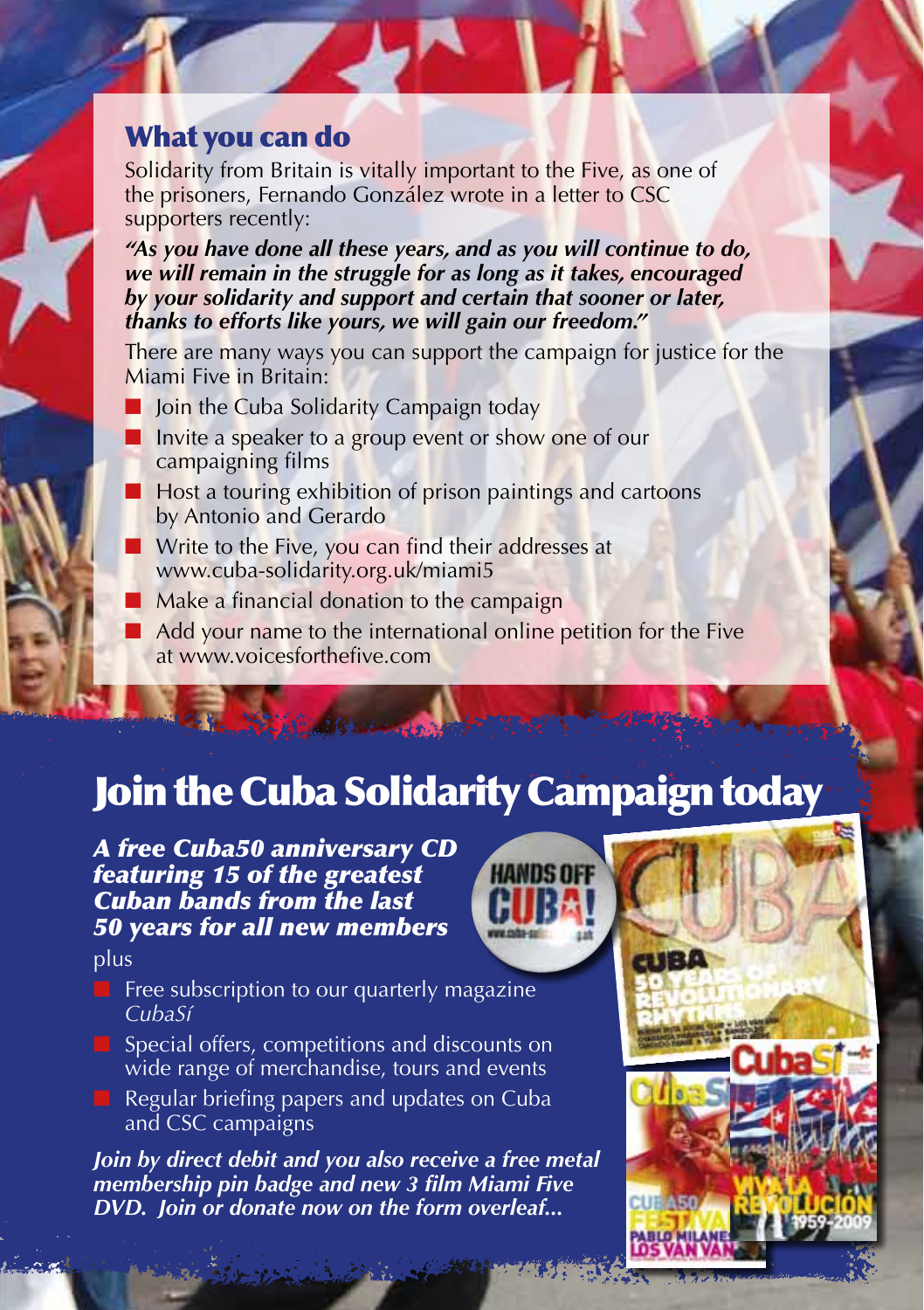## What you can do

Solidarity from Britain is vitally important to the Five, as one of the prisoners, Fernando González wrote in a letter to CSC supporters recently:

***"As you have done all these years, and as you will continue to do, we will remain in the struggle for as long as it takes, encouraged by your solidarity and support and certain that sooner or later, thanks to efforts like yours, we will gain our freedom."***

There are many ways you can support the campaign for justice for the Miami Five in Britain:

- Join the Cuba Solidarity Campaign today
- Invite a speaker to a group event or show one of our campaigning films
- Host a touring exhibition of prison paintings and cartoons by Antonio and Gerardo
- Write to the Five, you can find their addresses at www.cuba-solidarity.org.uk/miami5
- Make a financial donation to the campaign
- Add your name to the international online petition for the Five at www.voicesforthefive.com

# Join the Cuba Solidarity Campaign today

***A free Cuba50 anniversary CD featuring 15 of the greatest Cuban bands from the last 50 years for all new members***

plus

- Free subscription to our quarterly magazine *CubaSí*
- Special offers, competitions and discounts on wide range of merchandise, tours and events
- Regular briefing papers and updates on Cuba and CSC campaigns

***Join by direct debit and you also receive a free metal membership pin badge and new 3 film Miami Five DVD. Join or donate now on the form overleaf...***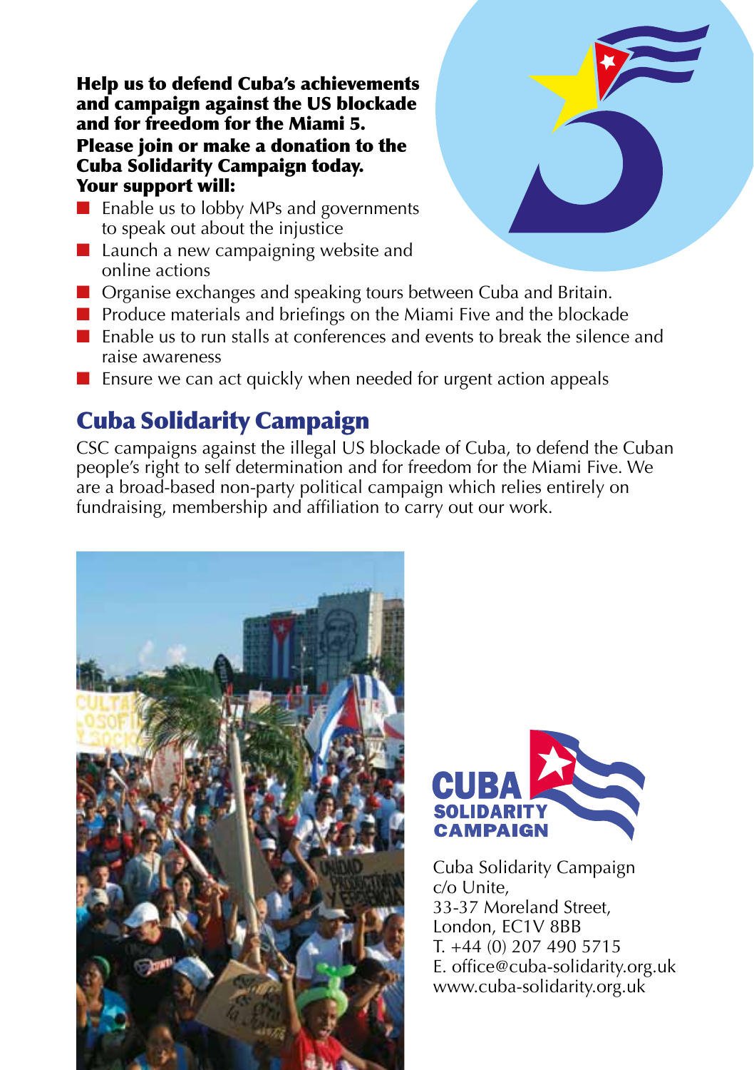**Help us to defend Cuba's achievements and campaign against the US blockade and for freedom for the Miami 5.**
**Please join or make a donation to the Cuba Solidarity Campaign today.**
**Your support will:**

- Enable us to lobby MPs and governments to speak out about the injustice
- Launch a new campaigning website and online actions
- Organise exchanges and speaking tours between Cuba and Britain.
- Produce materials and briefings on the Miami Five and the blockade
- Enable us to run stalls at conferences and events to break the silence and raise awareness
- Ensure we can act quickly when needed for urgent action appeals

## Cuba Solidarity Campaign

CSC campaigns against the illegal US blockade of Cuba, to defend the Cuban people's right to self determination and for freedom for the Miami Five. We are a broad-based non-party political campaign which relies entirely on fundraising, membership and affiliation to carry out our work.

CUBA SOLIDARITY CAMPAIGN

Cuba Solidarity Campaign
c/o Unite,
33-37 Moreland Street,
London, EC1V 8BB
T. +44 (0) 207 490 5715
E. office@cuba-solidarity.org.uk
www.cuba-solidarity.org.uk